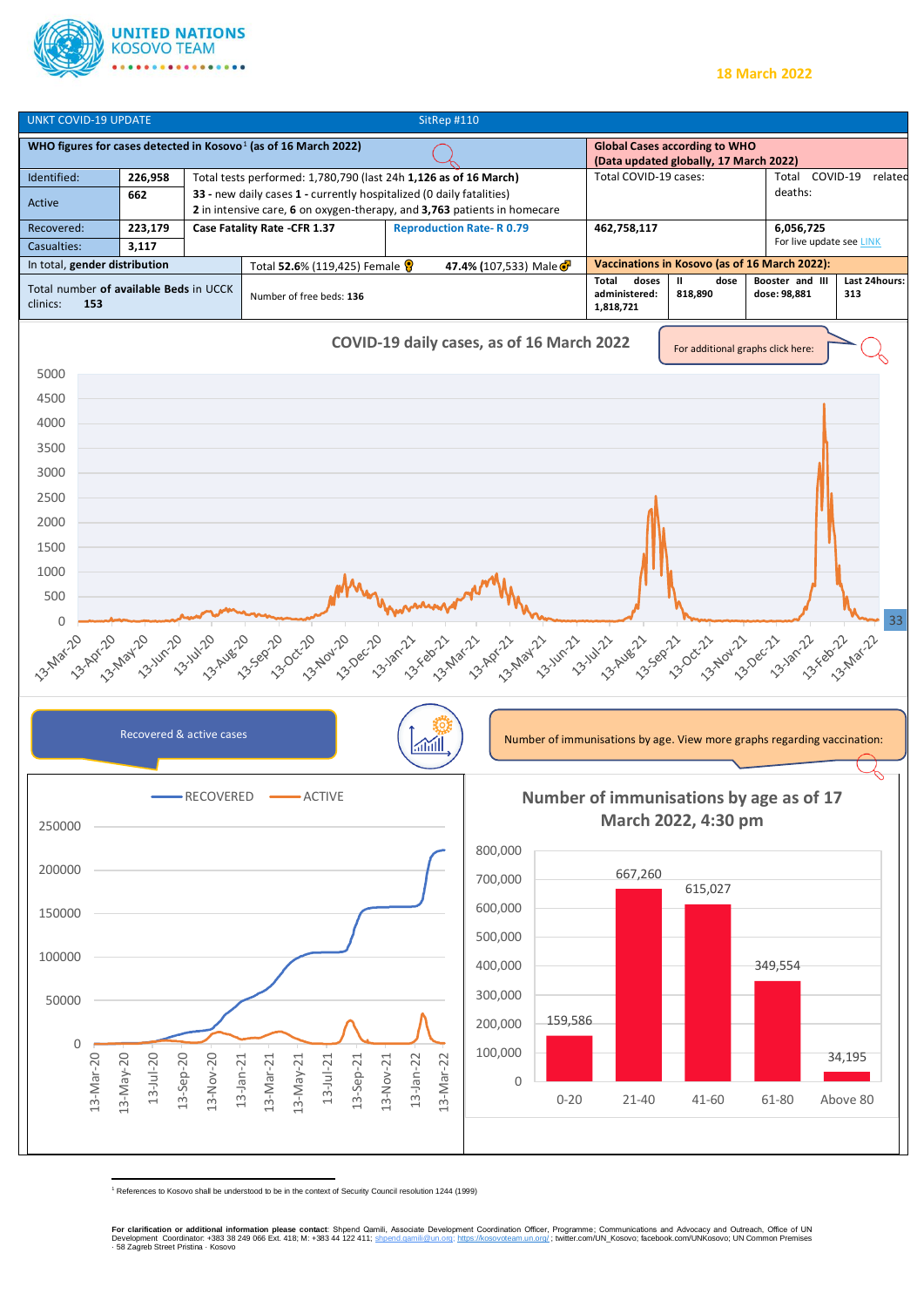UNITED NATIONS
KOSOVO TEAM

18 March 2022

UNKT COVID-19 UPDATE — SitRep #110

| WHO figures for cases detected in Kosovo[1] (as of 16 March 2022) | | | | Global Cases according to WHO (Data updated globally, 17 March 2022) | |
|---|---|---|---|---|---|
| Identified: | 226,958 | Total tests performed: 1,780,790 (last 24h **1,126 as of 16 March**) | | Total COVID-19 cases: | Total COVID-19 related deaths: |
| Active | 662 | **33** - new daily cases **1** - currently hospitalized (0 daily fatalities) **2** in intensive care, **6** on oxygen-therapy, and **3,763** patients in homecare | | | |
| Recovered: | 223,179 | **Case Fatality Rate -CFR 1.37** | **Reproduction Rate- R 0.79** | **462,758,117** | **6,056,725** For live update see LINK |
| Casualties: | 3,117 | | | | |
| In total, **gender distribution** | | Total **52.6%** (119,425) Female | **47.4%** (107,533) Male | **Vaccinations in Kosovo (as of 16 March 2022):** | |
| Total number **of available Beds** in UCCK clinics: **153** | | Number of free beds: **136** | | **Total doses administered: 1,818,721** / **II dose 818,890** | **Booster and III dose: 98,881** / **Last 24hours: 313** |

## COVID-19 daily cases, as of 16 March 2022

For additional graphs click here:

Recovered & active cases

Number of immunisations by age. View more graphs regarding vaccination:

## Number of immunisations by age as of 17 March 2022, 4:30 pm

| Age | Immunisations |
|---|---|
| 0-20 | 159,586 |
| 21-40 | 667,260 |
| 41-60 | 615,027 |
| 61-80 | 349,554 |
| Above 80 | 34,195 |

[1] References to Kosovo shall be understood to be in the context of Security Council resolution 1244 (1999)

**For clarification or additional information please contact**: Shpend Qamili, Associate Development Coordination Officer, Programme; Communications and Advocacy and Outreach, Office of UN Development Coordinator: +383 38 249 066 Ext. 418; M: +383 44 122 411; shpend.qamili@un.org; https://kosovoteam.un.org/ ; twitter.com/UN_Kosovo; facebook.com/UNKosovo; UN Common Premises · 58 Zagreb Street Pristina · Kosovo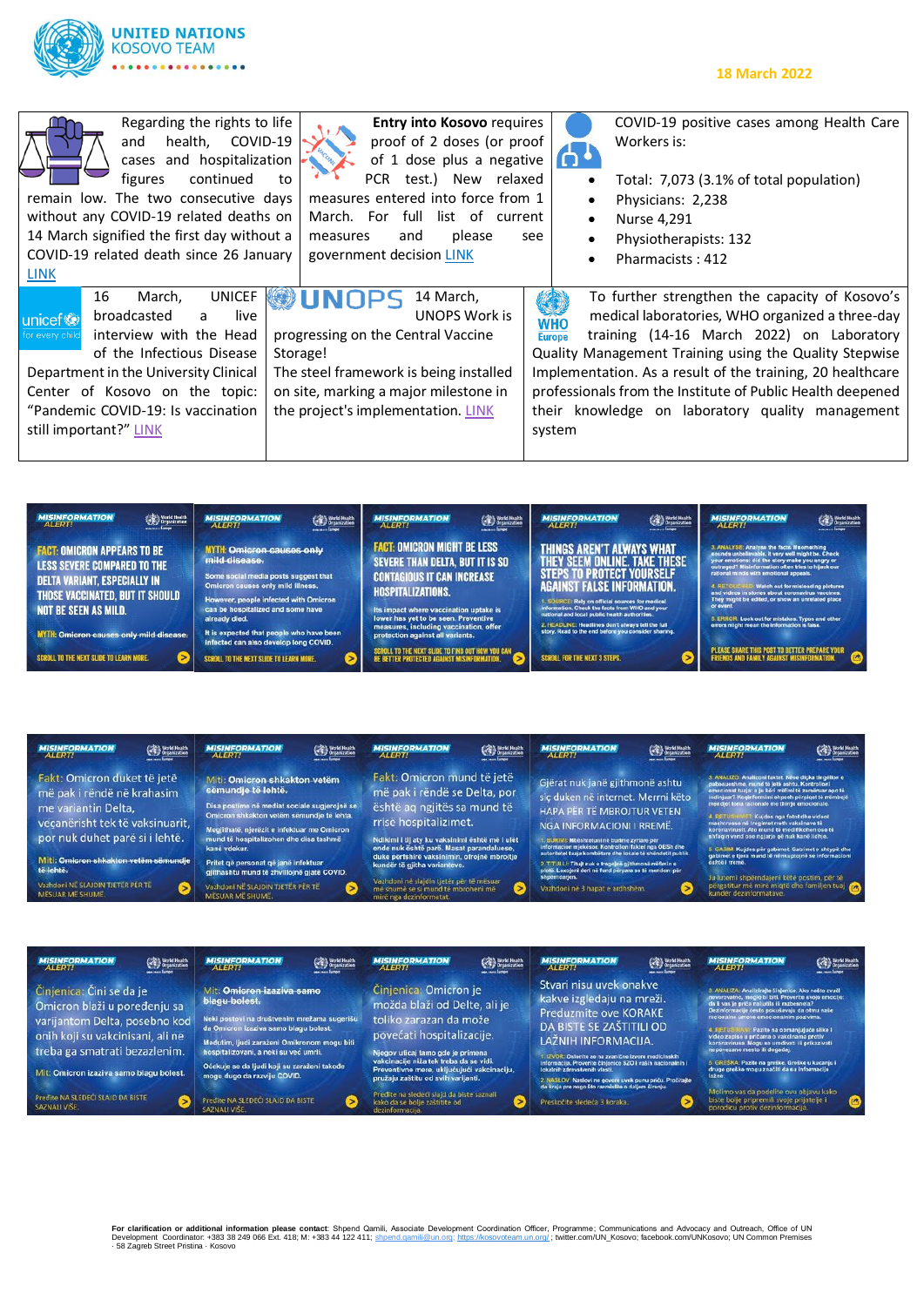**UNITED NATIONS KOSOVO TEAM**

18 March 2022

Regarding the rights to life and health, COVID-19 cases and hospitalization figures continued to remain low. The two consecutive days without any COVID-19 related deaths on 14 March signified the first day without a COVID-19 related death since 26 January LINK

**Entry into Kosovo** requires proof of 2 doses (or proof of 1 dose plus a negative PCR test.) New relaxed measures entered into force from 1 March. For full list of current measures and please see government decision LINK

COVID-19 positive cases among Health Care Workers is:

- Total: 7,073 (3.1% of total population)
- Physicians: 2,238
- Nurse 4,291
- Physiotherapists: 132
- Pharmacists : 412

16 March, UNICEF broadcasted a live interview with the Head of the Infectious Disease Department in the University Clinical Center of Kosovo on the topic: "Pandemic COVID-19: Is vaccination still important?" LINK

14 March, UNOPS Work is progressing on the Central Vaccine Storage! The steel framework is being installed on site, marking a major milestone in the project's implementation. LINK

To further strengthen the capacity of Kosovo's medical laboratories, WHO organized a three-day training (14-16 March 2022) on Laboratory Quality Management Training using the Quality Stepwise Implementation. As a result of the training, 20 healthcare professionals from the Institute of Public Health deepened their knowledge on laboratory quality management system

For clarification or additional information please contact: Shpend Qamili, Associate Development Coordination Officer, Programme; Communications and Advocacy and Outreach, Office of UN Development Coordinator: +383 38 249 066 Ext. 418; M: +383 44 122 411; shpend.qamili@un.org; https://kosovoteam.un.org/ ; twitter.com/UN_Kosovo; facebook.com/UNKosovo; UN Common Premises · 58 Zagreb Street Pristina · Kosovo